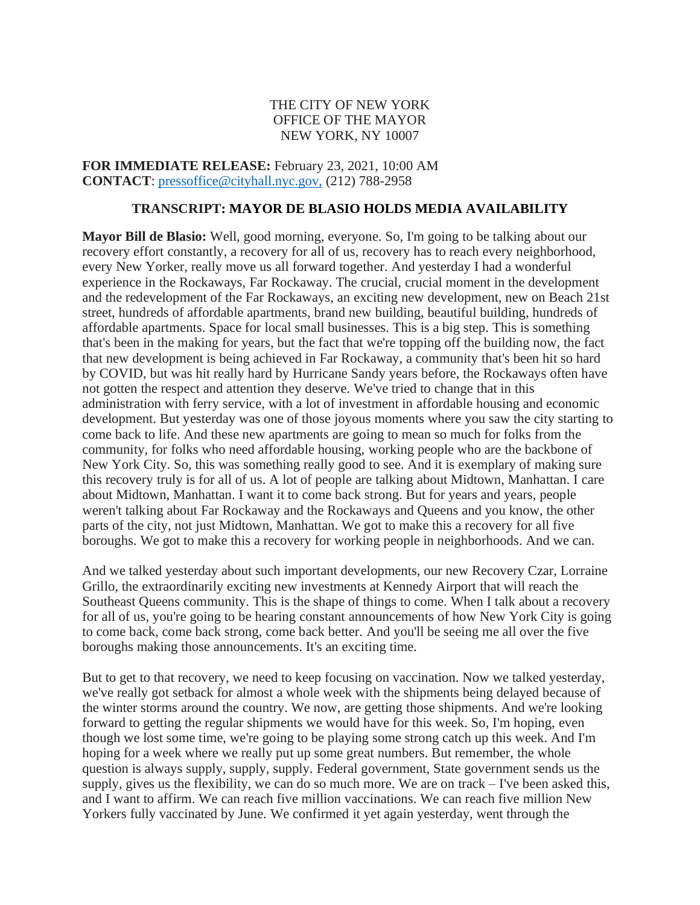THE CITY OF NEW YORK
OFFICE OF THE MAYOR
NEW YORK, NY 10007

**FOR IMMEDIATE RELEASE:** February 23, 2021, 10:00 AM
**CONTACT**: pressoffice@cityhall.nyc.gov, (212) 788-2958

## TRANSCRIPT: MAYOR DE BLASIO HOLDS MEDIA AVAILABILITY

**Mayor Bill de Blasio:** Well, good morning, everyone. So, I'm going to be talking about our recovery effort constantly, a recovery for all of us, recovery has to reach every neighborhood, every New Yorker, really move us all forward together. And yesterday I had a wonderful experience in the Rockaways, Far Rockaway. The crucial, crucial moment in the development and the redevelopment of the Far Rockaways, an exciting new development, new on Beach 21st street, hundreds of affordable apartments, brand new building, beautiful building, hundreds of affordable apartments. Space for local small businesses. This is a big step. This is something that's been in the making for years, but the fact that we're topping off the building now, the fact that new development is being achieved in Far Rockaway, a community that's been hit so hard by COVID, but was hit really hard by Hurricane Sandy years before, the Rockaways often have not gotten the respect and attention they deserve. We've tried to change that in this administration with ferry service, with a lot of investment in affordable housing and economic development. But yesterday was one of those joyous moments where you saw the city starting to come back to life. And these new apartments are going to mean so much for folks from the community, for folks who need affordable housing, working people who are the backbone of New York City. So, this was something really good to see. And it is exemplary of making sure this recovery truly is for all of us. A lot of people are talking about Midtown, Manhattan. I care about Midtown, Manhattan. I want it to come back strong. But for years and years, people weren't talking about Far Rockaway and the Rockaways and Queens and you know, the other parts of the city, not just Midtown, Manhattan. We got to make this a recovery for all five boroughs. We got to make this a recovery for working people in neighborhoods. And we can.

And we talked yesterday about such important developments, our new Recovery Czar, Lorraine Grillo, the extraordinarily exciting new investments at Kennedy Airport that will reach the Southeast Queens community. This is the shape of things to come. When I talk about a recovery for all of us, you're going to be hearing constant announcements of how New York City is going to come back, come back strong, come back better. And you'll be seeing me all over the five boroughs making those announcements. It's an exciting time.

But to get to that recovery, we need to keep focusing on vaccination. Now we talked yesterday, we've really got setback for almost a whole week with the shipments being delayed because of the winter storms around the country. We now, are getting those shipments. And we're looking forward to getting the regular shipments we would have for this week. So, I'm hoping, even though we lost some time, we're going to be playing some strong catch up this week. And I'm hoping for a week where we really put up some great numbers. But remember, the whole question is always supply, supply, supply. Federal government, State government sends us the supply, gives us the flexibility, we can do so much more. We are on track – I've been asked this, and I want to affirm. We can reach five million vaccinations. We can reach five million New Yorkers fully vaccinated by June. We confirmed it yet again yesterday, went through the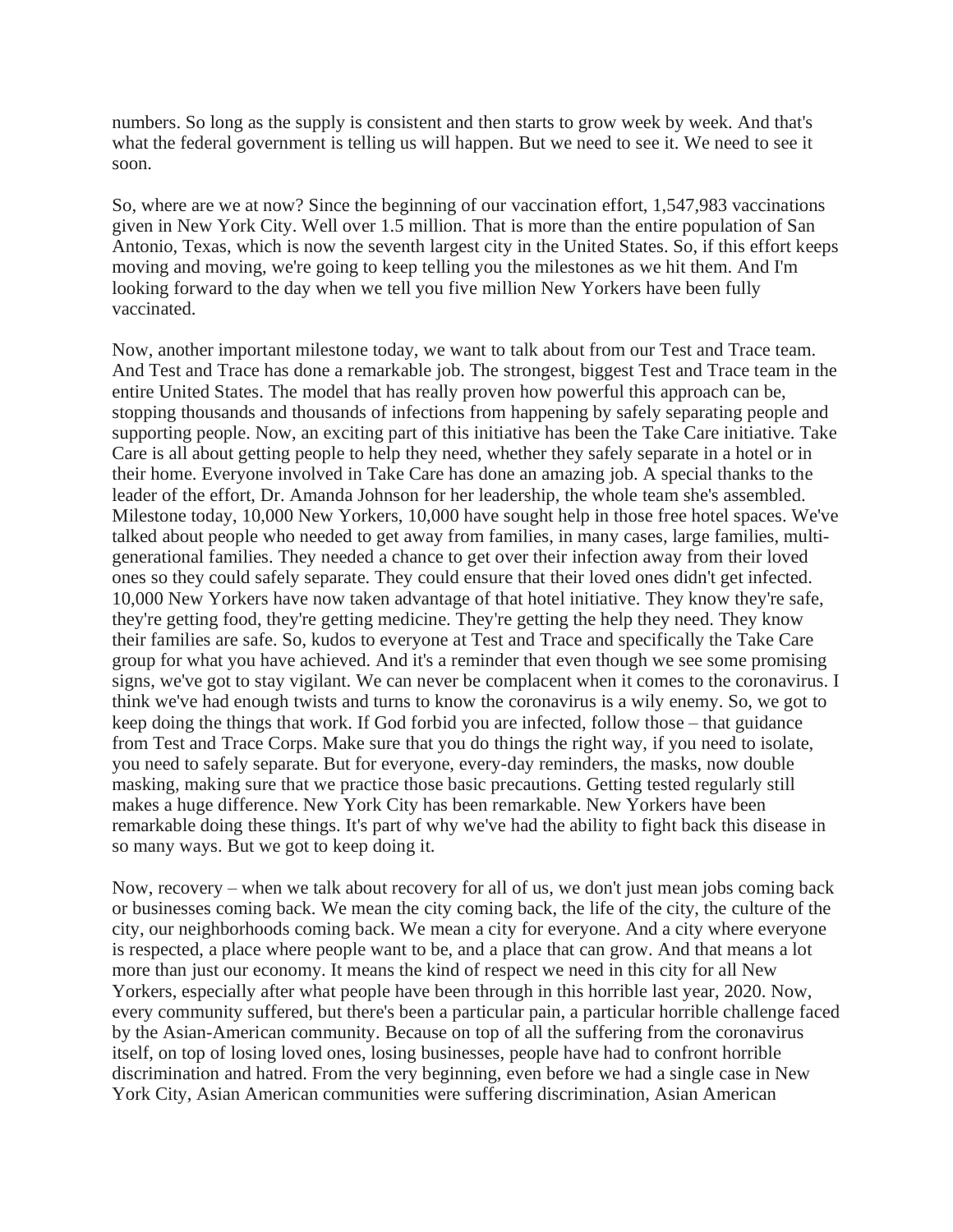numbers. So long as the supply is consistent and then starts to grow week by week. And that's what the federal government is telling us will happen. But we need to see it. We need to see it soon.

So, where are we at now? Since the beginning of our vaccination effort, 1,547,983 vaccinations given in New York City. Well over 1.5 million. That is more than the entire population of San Antonio, Texas, which is now the seventh largest city in the United States. So, if this effort keeps moving and moving, we're going to keep telling you the milestones as we hit them. And I'm looking forward to the day when we tell you five million New Yorkers have been fully vaccinated.

Now, another important milestone today, we want to talk about from our Test and Trace team. And Test and Trace has done a remarkable job. The strongest, biggest Test and Trace team in the entire United States. The model that has really proven how powerful this approach can be, stopping thousands and thousands of infections from happening by safely separating people and supporting people. Now, an exciting part of this initiative has been the Take Care initiative. Take Care is all about getting people to help they need, whether they safely separate in a hotel or in their home. Everyone involved in Take Care has done an amazing job. A special thanks to the leader of the effort, Dr. Amanda Johnson for her leadership, the whole team she's assembled. Milestone today, 10,000 New Yorkers, 10,000 have sought help in those free hotel spaces. We've talked about people who needed to get away from families, in many cases, large families, multi-generational families. They needed a chance to get over their infection away from their loved ones so they could safely separate. They could ensure that their loved ones didn't get infected. 10,000 New Yorkers have now taken advantage of that hotel initiative. They know they're safe, they're getting food, they're getting medicine. They're getting the help they need. They know their families are safe. So, kudos to everyone at Test and Trace and specifically the Take Care group for what you have achieved. And it's a reminder that even though we see some promising signs, we've got to stay vigilant. We can never be complacent when it comes to the coronavirus. I think we've had enough twists and turns to know the coronavirus is a wily enemy. So, we got to keep doing the things that work. If God forbid you are infected, follow those – that guidance from Test and Trace Corps. Make sure that you do things the right way, if you need to isolate, you need to safely separate. But for everyone, every-day reminders, the masks, now double masking, making sure that we practice those basic precautions. Getting tested regularly still makes a huge difference. New York City has been remarkable. New Yorkers have been remarkable doing these things. It's part of why we've had the ability to fight back this disease in so many ways. But we got to keep doing it.

Now, recovery – when we talk about recovery for all of us, we don't just mean jobs coming back or businesses coming back. We mean the city coming back, the life of the city, the culture of the city, our neighborhoods coming back. We mean a city for everyone. And a city where everyone is respected, a place where people want to be, and a place that can grow. And that means a lot more than just our economy. It means the kind of respect we need in this city for all New Yorkers, especially after what people have been through in this horrible last year, 2020. Now, every community suffered, but there's been a particular pain, a particular horrible challenge faced by the Asian-American community. Because on top of all the suffering from the coronavirus itself, on top of losing loved ones, losing businesses, people have had to confront horrible discrimination and hatred. From the very beginning, even before we had a single case in New York City, Asian American communities were suffering discrimination, Asian American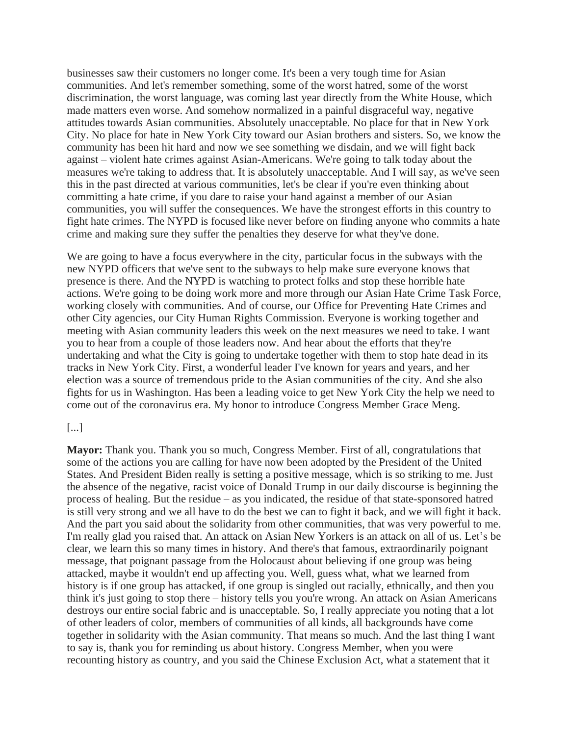businesses saw their customers no longer come. It's been a very tough time for Asian communities. And let's remember something, some of the worst hatred, some of the worst discrimination, the worst language, was coming last year directly from the White House, which made matters even worse. And somehow normalized in a painful disgraceful way, negative attitudes towards Asian communities. Absolutely unacceptable. No place for that in New York City. No place for hate in New York City toward our Asian brothers and sisters. So, we know the community has been hit hard and now we see something we disdain, and we will fight back against – violent hate crimes against Asian-Americans. We're going to talk today about the measures we're taking to address that. It is absolutely unacceptable. And I will say, as we've seen this in the past directed at various communities, let's be clear if you're even thinking about committing a hate crime, if you dare to raise your hand against a member of our Asian communities, you will suffer the consequences. We have the strongest efforts in this country to fight hate crimes. The NYPD is focused like never before on finding anyone who commits a hate crime and making sure they suffer the penalties they deserve for what they've done.

We are going to have a focus everywhere in the city, particular focus in the subways with the new NYPD officers that we've sent to the subways to help make sure everyone knows that presence is there. And the NYPD is watching to protect folks and stop these horrible hate actions. We're going to be doing work more and more through our Asian Hate Crime Task Force, working closely with communities. And of course, our Office for Preventing Hate Crimes and other City agencies, our City Human Rights Commission. Everyone is working together and meeting with Asian community leaders this week on the next measures we need to take. I want you to hear from a couple of those leaders now. And hear about the efforts that they're undertaking and what the City is going to undertake together with them to stop hate dead in its tracks in New York City. First, a wonderful leader I've known for years and years, and her election was a source of tremendous pride to the Asian communities of the city. And she also fights for us in Washington. Has been a leading voice to get New York City the help we need to come out of the coronavirus era. My honor to introduce Congress Member Grace Meng.

[...]

**Mayor:** Thank you. Thank you so much, Congress Member. First of all, congratulations that some of the actions you are calling for have now been adopted by the President of the United States. And President Biden really is setting a positive message, which is so striking to me. Just the absence of the negative, racist voice of Donald Trump in our daily discourse is beginning the process of healing. But the residue – as you indicated, the residue of that state-sponsored hatred is still very strong and we all have to do the best we can to fight it back, and we will fight it back. And the part you said about the solidarity from other communities, that was very powerful to me. I'm really glad you raised that. An attack on Asian New Yorkers is an attack on all of us. Let's be clear, we learn this so many times in history. And there's that famous, extraordinarily poignant message, that poignant passage from the Holocaust about believing if one group was being attacked, maybe it wouldn't end up affecting you. Well, guess what, what we learned from history is if one group has attacked, if one group is singled out racially, ethnically, and then you think it's just going to stop there – history tells you you're wrong. An attack on Asian Americans destroys our entire social fabric and is unacceptable. So, I really appreciate you noting that a lot of other leaders of color, members of communities of all kinds, all backgrounds have come together in solidarity with the Asian community. That means so much. And the last thing I want to say is, thank you for reminding us about history. Congress Member, when you were recounting history as country, and you said the Chinese Exclusion Act, what a statement that it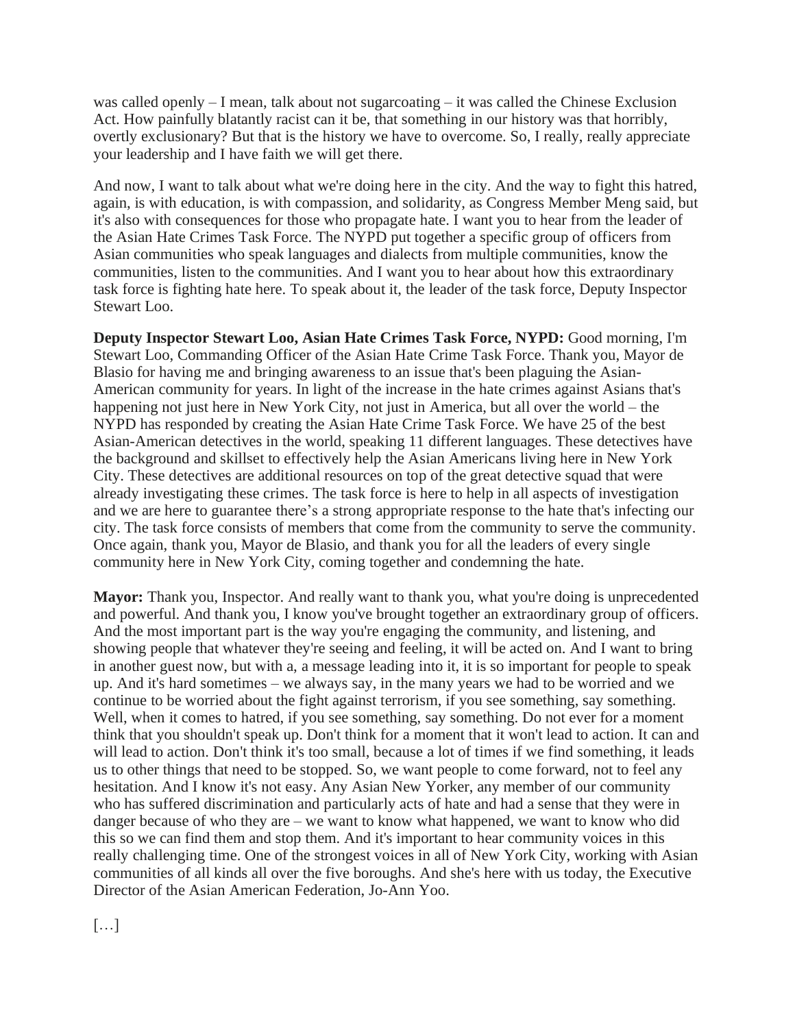was called openly – I mean, talk about not sugarcoating – it was called the Chinese Exclusion Act. How painfully blatantly racist can it be, that something in our history was that horribly, overtly exclusionary? But that is the history we have to overcome. So, I really, really appreciate your leadership and I have faith we will get there.

And now, I want to talk about what we're doing here in the city. And the way to fight this hatred, again, is with education, is with compassion, and solidarity, as Congress Member Meng said, but it's also with consequences for those who propagate hate. I want you to hear from the leader of the Asian Hate Crimes Task Force. The NYPD put together a specific group of officers from Asian communities who speak languages and dialects from multiple communities, know the communities, listen to the communities. And I want you to hear about how this extraordinary task force is fighting hate here. To speak about it, the leader of the task force, Deputy Inspector Stewart Loo.

**Deputy Inspector Stewart Loo, Asian Hate Crimes Task Force, NYPD:** Good morning, I'm Stewart Loo, Commanding Officer of the Asian Hate Crime Task Force. Thank you, Mayor de Blasio for having me and bringing awareness to an issue that's been plaguing the Asian-American community for years. In light of the increase in the hate crimes against Asians that's happening not just here in New York City, not just in America, but all over the world – the NYPD has responded by creating the Asian Hate Crime Task Force. We have 25 of the best Asian-American detectives in the world, speaking 11 different languages. These detectives have the background and skillset to effectively help the Asian Americans living here in New York City. These detectives are additional resources on top of the great detective squad that were already investigating these crimes. The task force is here to help in all aspects of investigation and we are here to guarantee there's a strong appropriate response to the hate that's infecting our city. The task force consists of members that come from the community to serve the community. Once again, thank you, Mayor de Blasio, and thank you for all the leaders of every single community here in New York City, coming together and condemning the hate.

**Mayor:** Thank you, Inspector. And really want to thank you, what you're doing is unprecedented and powerful. And thank you, I know you've brought together an extraordinary group of officers. And the most important part is the way you're engaging the community, and listening, and showing people that whatever they're seeing and feeling, it will be acted on. And I want to bring in another guest now, but with a, a message leading into it, it is so important for people to speak up. And it's hard sometimes – we always say, in the many years we had to be worried and we continue to be worried about the fight against terrorism, if you see something, say something. Well, when it comes to hatred, if you see something, say something. Do not ever for a moment think that you shouldn't speak up. Don't think for a moment that it won't lead to action. It can and will lead to action. Don't think it's too small, because a lot of times if we find something, it leads us to other things that need to be stopped. So, we want people to come forward, not to feel any hesitation. And I know it's not easy. Any Asian New Yorker, any member of our community who has suffered discrimination and particularly acts of hate and had a sense that they were in danger because of who they are – we want to know what happened, we want to know who did this so we can find them and stop them. And it's important to hear community voices in this really challenging time. One of the strongest voices in all of New York City, working with Asian communities of all kinds all over the five boroughs. And she's here with us today, the Executive Director of the Asian American Federation, Jo-Ann Yoo.

[…]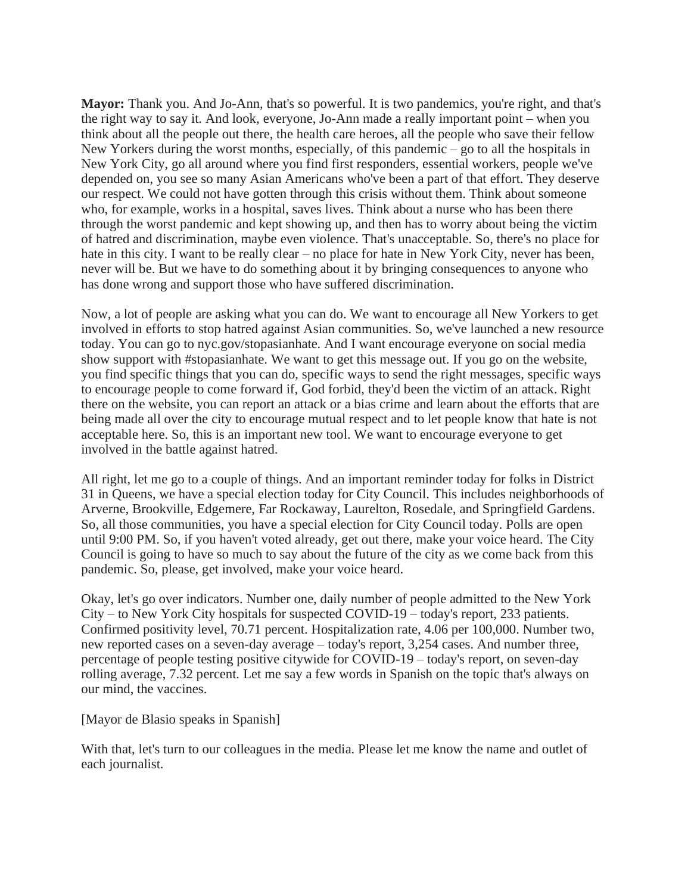**Mayor:** Thank you. And Jo-Ann, that's so powerful. It is two pandemics, you're right, and that's the right way to say it. And look, everyone, Jo-Ann made a really important point – when you think about all the people out there, the health care heroes, all the people who save their fellow New Yorkers during the worst months, especially, of this pandemic – go to all the hospitals in New York City, go all around where you find first responders, essential workers, people we've depended on, you see so many Asian Americans who've been a part of that effort. They deserve our respect. We could not have gotten through this crisis without them. Think about someone who, for example, works in a hospital, saves lives. Think about a nurse who has been there through the worst pandemic and kept showing up, and then has to worry about being the victim of hatred and discrimination, maybe even violence. That's unacceptable. So, there's no place for hate in this city. I want to be really clear – no place for hate in New York City, never has been, never will be. But we have to do something about it by bringing consequences to anyone who has done wrong and support those who have suffered discrimination.

Now, a lot of people are asking what you can do. We want to encourage all New Yorkers to get involved in efforts to stop hatred against Asian communities. So, we've launched a new resource today. You can go to nyc.gov/stopasianhate. And I want encourage everyone on social media show support with #stopasianhate. We want to get this message out. If you go on the website, you find specific things that you can do, specific ways to send the right messages, specific ways to encourage people to come forward if, God forbid, they'd been the victim of an attack. Right there on the website, you can report an attack or a bias crime and learn about the efforts that are being made all over the city to encourage mutual respect and to let people know that hate is not acceptable here. So, this is an important new tool. We want to encourage everyone to get involved in the battle against hatred.

All right, let me go to a couple of things. And an important reminder today for folks in District 31 in Queens, we have a special election today for City Council. This includes neighborhoods of Arverne, Brookville, Edgemere, Far Rockaway, Laurelton, Rosedale, and Springfield Gardens. So, all those communities, you have a special election for City Council today. Polls are open until 9:00 PM. So, if you haven't voted already, get out there, make your voice heard. The City Council is going to have so much to say about the future of the city as we come back from this pandemic. So, please, get involved, make your voice heard.

Okay, let's go over indicators. Number one, daily number of people admitted to the New York City – to New York City hospitals for suspected COVID-19 – today's report, 233 patients. Confirmed positivity level, 70.71 percent. Hospitalization rate, 4.06 per 100,000. Number two, new reported cases on a seven-day average – today's report, 3,254 cases. And number three, percentage of people testing positive citywide for COVID-19 – today's report, on seven-day rolling average, 7.32 percent. Let me say a few words in Spanish on the topic that's always on our mind, the vaccines.

[Mayor de Blasio speaks in Spanish]

With that, let's turn to our colleagues in the media. Please let me know the name and outlet of each journalist.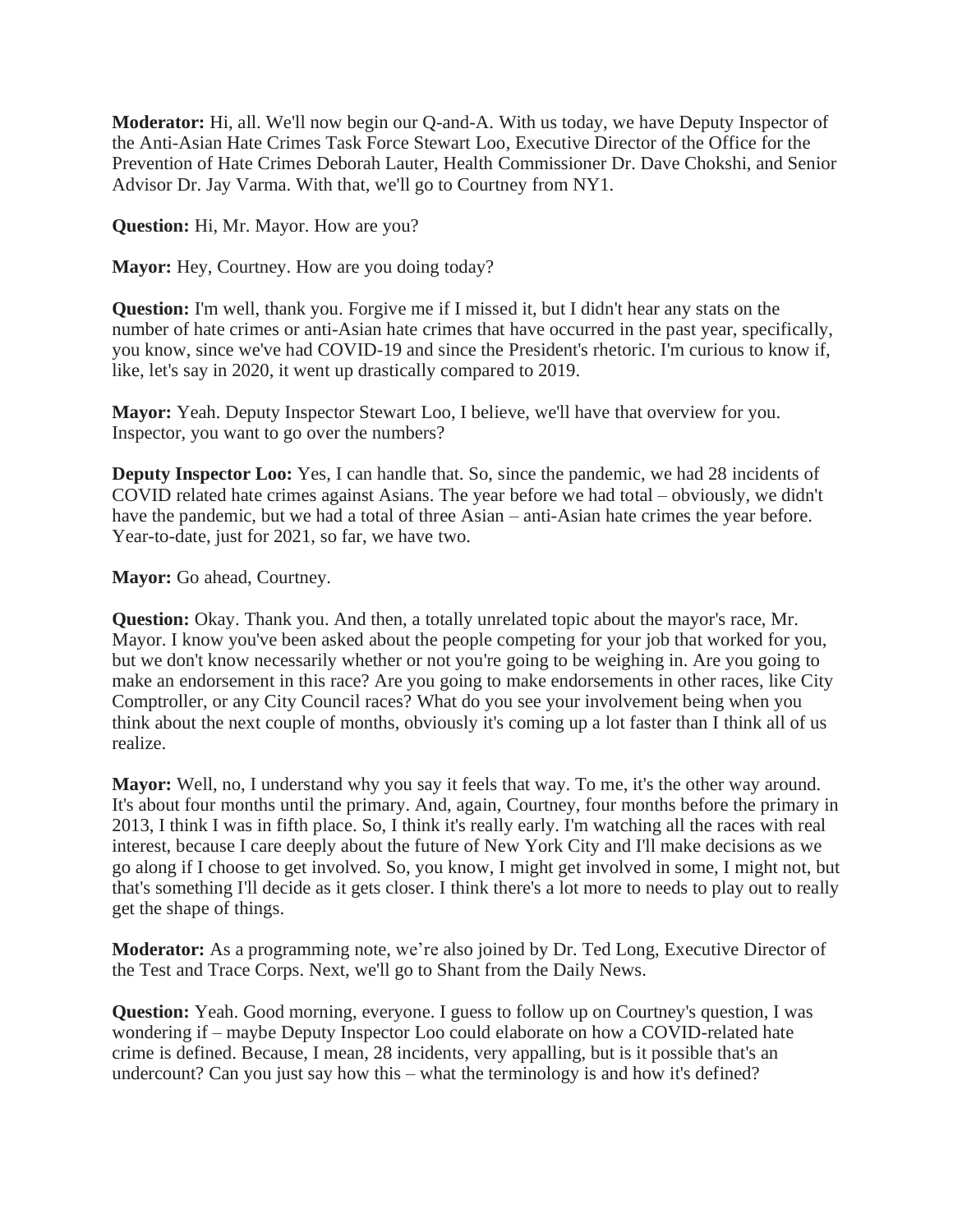**Moderator:** Hi, all. We'll now begin our Q-and-A. With us today, we have Deputy Inspector of the Anti-Asian Hate Crimes Task Force Stewart Loo, Executive Director of the Office for the Prevention of Hate Crimes Deborah Lauter, Health Commissioner Dr. Dave Chokshi, and Senior Advisor Dr. Jay Varma. With that, we'll go to Courtney from NY1.

**Question:** Hi, Mr. Mayor. How are you?

**Mayor:** Hey, Courtney. How are you doing today?

**Question:** I'm well, thank you. Forgive me if I missed it, but I didn't hear any stats on the number of hate crimes or anti-Asian hate crimes that have occurred in the past year, specifically, you know, since we've had COVID-19 and since the President's rhetoric. I'm curious to know if, like, let's say in 2020, it went up drastically compared to 2019.

**Mayor:** Yeah. Deputy Inspector Stewart Loo, I believe, we'll have that overview for you. Inspector, you want to go over the numbers?

**Deputy Inspector Loo:** Yes, I can handle that. So, since the pandemic, we had 28 incidents of COVID related hate crimes against Asians. The year before we had total – obviously, we didn't have the pandemic, but we had a total of three Asian – anti-Asian hate crimes the year before. Year-to-date, just for 2021, so far, we have two.

**Mayor:** Go ahead, Courtney.

**Question:** Okay. Thank you. And then, a totally unrelated topic about the mayor's race, Mr. Mayor. I know you've been asked about the people competing for your job that worked for you, but we don't know necessarily whether or not you're going to be weighing in. Are you going to make an endorsement in this race? Are you going to make endorsements in other races, like City Comptroller, or any City Council races? What do you see your involvement being when you think about the next couple of months, obviously it's coming up a lot faster than I think all of us realize.

**Mayor:** Well, no, I understand why you say it feels that way. To me, it's the other way around. It's about four months until the primary. And, again, Courtney, four months before the primary in 2013, I think I was in fifth place. So, I think it's really early. I'm watching all the races with real interest, because I care deeply about the future of New York City and I'll make decisions as we go along if I choose to get involved. So, you know, I might get involved in some, I might not, but that's something I'll decide as it gets closer. I think there's a lot more to needs to play out to really get the shape of things.

**Moderator:** As a programming note, we're also joined by Dr. Ted Long, Executive Director of the Test and Trace Corps. Next, we'll go to Shant from the Daily News.

**Question:** Yeah. Good morning, everyone. I guess to follow up on Courtney's question, I was wondering if – maybe Deputy Inspector Loo could elaborate on how a COVID-related hate crime is defined. Because, I mean, 28 incidents, very appalling, but is it possible that's an undercount? Can you just say how this – what the terminology is and how it's defined?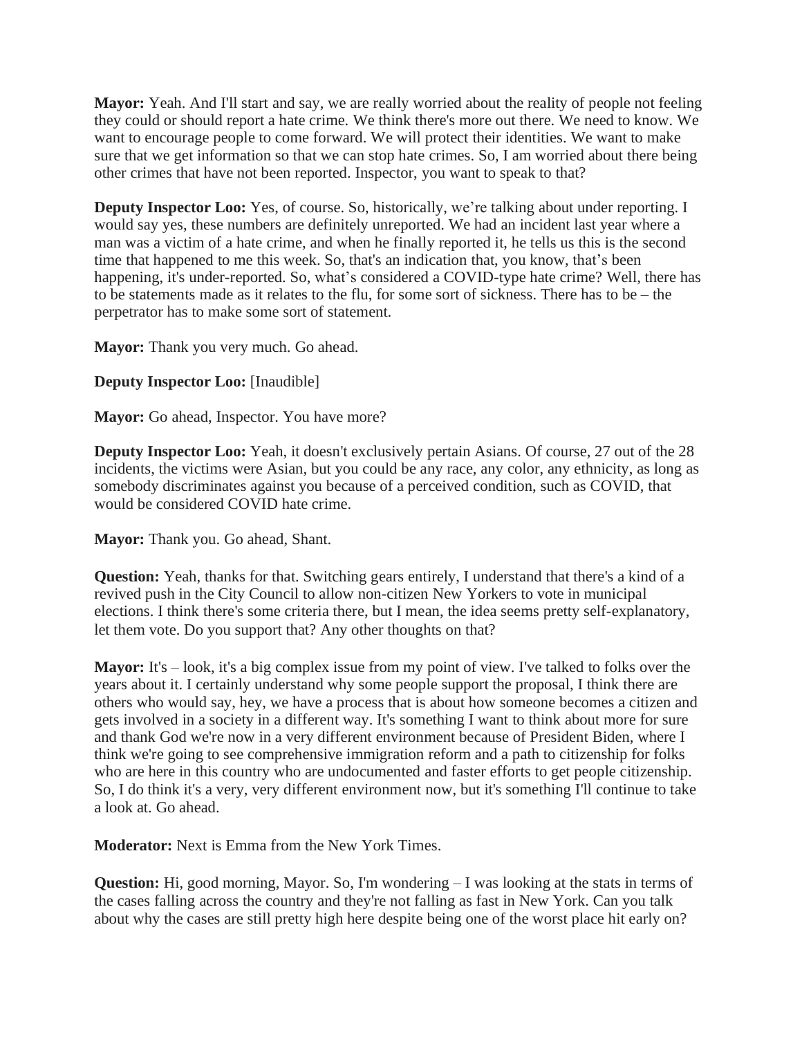**Mayor:** Yeah. And I'll start and say, we are really worried about the reality of people not feeling they could or should report a hate crime. We think there's more out there. We need to know. We want to encourage people to come forward. We will protect their identities. We want to make sure that we get information so that we can stop hate crimes. So, I am worried about there being other crimes that have not been reported. Inspector, you want to speak to that?

**Deputy Inspector Loo:** Yes, of course. So, historically, we're talking about under reporting. I would say yes, these numbers are definitely unreported. We had an incident last year where a man was a victim of a hate crime, and when he finally reported it, he tells us this is the second time that happened to me this week. So, that's an indication that, you know, that's been happening, it's under-reported. So, what's considered a COVID-type hate crime? Well, there has to be statements made as it relates to the flu, for some sort of sickness. There has to be – the perpetrator has to make some sort of statement.

**Mayor:** Thank you very much. Go ahead.

**Deputy Inspector Loo:** [Inaudible]

**Mayor:** Go ahead, Inspector. You have more?

**Deputy Inspector Loo:** Yeah, it doesn't exclusively pertain Asians. Of course, 27 out of the 28 incidents, the victims were Asian, but you could be any race, any color, any ethnicity, as long as somebody discriminates against you because of a perceived condition, such as COVID, that would be considered COVID hate crime.

**Mayor:** Thank you. Go ahead, Shant.

**Question:** Yeah, thanks for that. Switching gears entirely, I understand that there's a kind of a revived push in the City Council to allow non-citizen New Yorkers to vote in municipal elections. I think there's some criteria there, but I mean, the idea seems pretty self-explanatory, let them vote. Do you support that? Any other thoughts on that?

**Mayor:** It's – look, it's a big complex issue from my point of view. I've talked to folks over the years about it. I certainly understand why some people support the proposal, I think there are others who would say, hey, we have a process that is about how someone becomes a citizen and gets involved in a society in a different way. It's something I want to think about more for sure and thank God we're now in a very different environment because of President Biden, where I think we're going to see comprehensive immigration reform and a path to citizenship for folks who are here in this country who are undocumented and faster efforts to get people citizenship. So, I do think it's a very, very different environment now, but it's something I'll continue to take a look at. Go ahead.

**Moderator:** Next is Emma from the New York Times.

**Question:** Hi, good morning, Mayor. So, I'm wondering – I was looking at the stats in terms of the cases falling across the country and they're not falling as fast in New York. Can you talk about why the cases are still pretty high here despite being one of the worst place hit early on?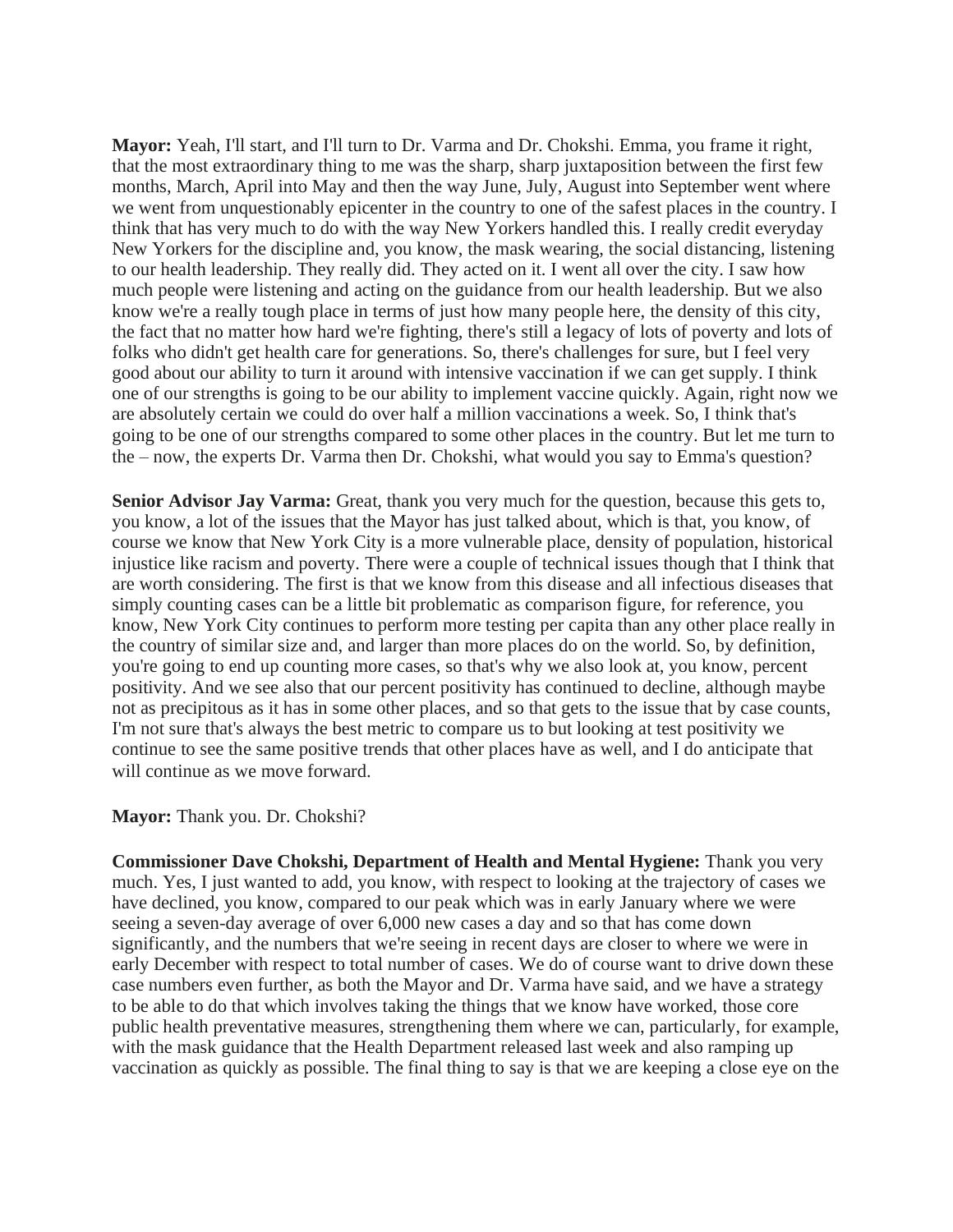**Mayor:** Yeah, I'll start, and I'll turn to Dr. Varma and Dr. Chokshi. Emma, you frame it right, that the most extraordinary thing to me was the sharp, sharp juxtaposition between the first few months, March, April into May and then the way June, July, August into September went where we went from unquestionably epicenter in the country to one of the safest places in the country. I think that has very much to do with the way New Yorkers handled this. I really credit everyday New Yorkers for the discipline and, you know, the mask wearing, the social distancing, listening to our health leadership. They really did. They acted on it. I went all over the city. I saw how much people were listening and acting on the guidance from our health leadership. But we also know we're a really tough place in terms of just how many people here, the density of this city, the fact that no matter how hard we're fighting, there's still a legacy of lots of poverty and lots of folks who didn't get health care for generations. So, there's challenges for sure, but I feel very good about our ability to turn it around with intensive vaccination if we can get supply. I think one of our strengths is going to be our ability to implement vaccine quickly. Again, right now we are absolutely certain we could do over half a million vaccinations a week. So, I think that's going to be one of our strengths compared to some other places in the country. But let me turn to the – now, the experts Dr. Varma then Dr. Chokshi, what would you say to Emma's question?

**Senior Advisor Jay Varma:** Great, thank you very much for the question, because this gets to, you know, a lot of the issues that the Mayor has just talked about, which is that, you know, of course we know that New York City is a more vulnerable place, density of population, historical injustice like racism and poverty. There were a couple of technical issues though that I think that are worth considering. The first is that we know from this disease and all infectious diseases that simply counting cases can be a little bit problematic as comparison figure, for reference, you know, New York City continues to perform more testing per capita than any other place really in the country of similar size and, and larger than more places do on the world. So, by definition, you're going to end up counting more cases, so that's why we also look at, you know, percent positivity. And we see also that our percent positivity has continued to decline, although maybe not as precipitous as it has in some other places, and so that gets to the issue that by case counts, I'm not sure that's always the best metric to compare us to but looking at test positivity we continue to see the same positive trends that other places have as well, and I do anticipate that will continue as we move forward.

**Mayor:** Thank you. Dr. Chokshi?

**Commissioner Dave Chokshi, Department of Health and Mental Hygiene:** Thank you very much. Yes, I just wanted to add, you know, with respect to looking at the trajectory of cases we have declined, you know, compared to our peak which was in early January where we were seeing a seven-day average of over 6,000 new cases a day and so that has come down significantly, and the numbers that we're seeing in recent days are closer to where we were in early December with respect to total number of cases. We do of course want to drive down these case numbers even further, as both the Mayor and Dr. Varma have said, and we have a strategy to be able to do that which involves taking the things that we know have worked, those core public health preventative measures, strengthening them where we can, particularly, for example, with the mask guidance that the Health Department released last week and also ramping up vaccination as quickly as possible. The final thing to say is that we are keeping a close eye on the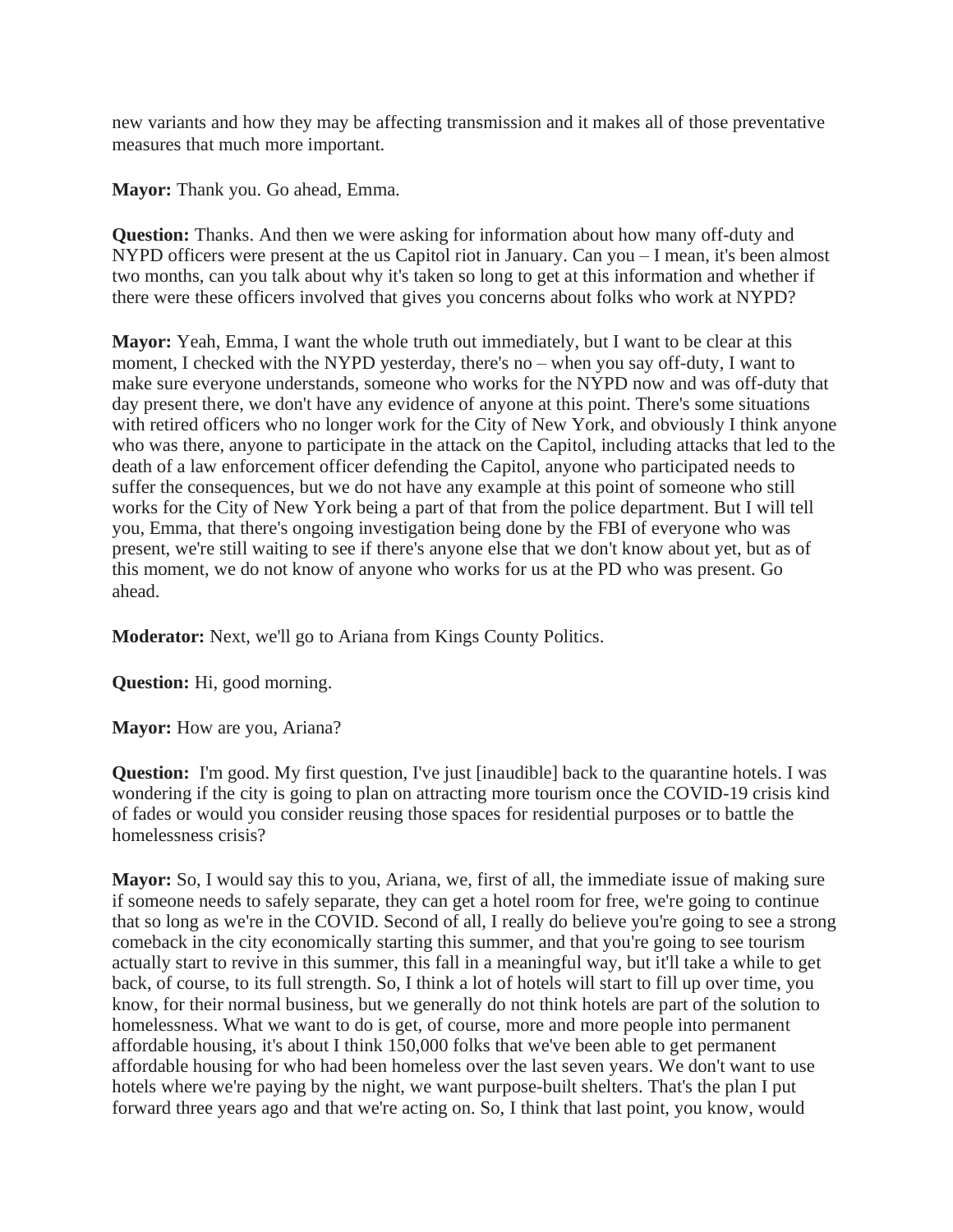new variants and how they may be affecting transmission and it makes all of those preventative measures that much more important.

**Mayor:** Thank you. Go ahead, Emma.

**Question:** Thanks. And then we were asking for information about how many off-duty and NYPD officers were present at the us Capitol riot in January. Can you – I mean, it's been almost two months, can you talk about why it's taken so long to get at this information and whether if there were these officers involved that gives you concerns about folks who work at NYPD?

**Mayor:** Yeah, Emma, I want the whole truth out immediately, but I want to be clear at this moment, I checked with the NYPD yesterday, there's no – when you say off-duty, I want to make sure everyone understands, someone who works for the NYPD now and was off-duty that day present there, we don't have any evidence of anyone at this point. There's some situations with retired officers who no longer work for the City of New York, and obviously I think anyone who was there, anyone to participate in the attack on the Capitol, including attacks that led to the death of a law enforcement officer defending the Capitol, anyone who participated needs to suffer the consequences, but we do not have any example at this point of someone who still works for the City of New York being a part of that from the police department. But I will tell you, Emma, that there's ongoing investigation being done by the FBI of everyone who was present, we're still waiting to see if there's anyone else that we don't know about yet, but as of this moment, we do not know of anyone who works for us at the PD who was present. Go ahead.

**Moderator:** Next, we'll go to Ariana from Kings County Politics.

**Question:** Hi, good morning.

**Mayor:** How are you, Ariana?

**Question:** I'm good. My first question, I've just [inaudible] back to the quarantine hotels. I was wondering if the city is going to plan on attracting more tourism once the COVID-19 crisis kind of fades or would you consider reusing those spaces for residential purposes or to battle the homelessness crisis?

**Mayor:** So, I would say this to you, Ariana, we, first of all, the immediate issue of making sure if someone needs to safely separate, they can get a hotel room for free, we're going to continue that so long as we're in the COVID. Second of all, I really do believe you're going to see a strong comeback in the city economically starting this summer, and that you're going to see tourism actually start to revive in this summer, this fall in a meaningful way, but it'll take a while to get back, of course, to its full strength. So, I think a lot of hotels will start to fill up over time, you know, for their normal business, but we generally do not think hotels are part of the solution to homelessness. What we want to do is get, of course, more and more people into permanent affordable housing, it's about I think 150,000 folks that we've been able to get permanent affordable housing for who had been homeless over the last seven years. We don't want to use hotels where we're paying by the night, we want purpose-built shelters. That's the plan I put forward three years ago and that we're acting on. So, I think that last point, you know, would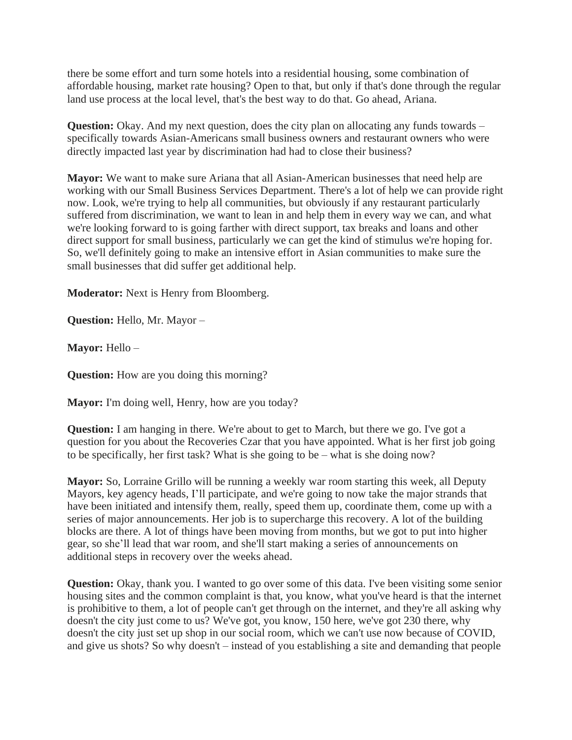there be some effort and turn some hotels into a residential housing, some combination of affordable housing, market rate housing? Open to that, but only if that's done through the regular land use process at the local level, that's the best way to do that. Go ahead, Ariana.

**Question:** Okay. And my next question, does the city plan on allocating any funds towards – specifically towards Asian-Americans small business owners and restaurant owners who were directly impacted last year by discrimination had had to close their business?

**Mayor:** We want to make sure Ariana that all Asian-American businesses that need help are working with our Small Business Services Department. There's a lot of help we can provide right now. Look, we're trying to help all communities, but obviously if any restaurant particularly suffered from discrimination, we want to lean in and help them in every way we can, and what we're looking forward to is going farther with direct support, tax breaks and loans and other direct support for small business, particularly we can get the kind of stimulus we're hoping for. So, we'll definitely going to make an intensive effort in Asian communities to make sure the small businesses that did suffer get additional help.

**Moderator:** Next is Henry from Bloomberg.

**Question:** Hello, Mr. Mayor –

**Mayor:** Hello –

**Question:** How are you doing this morning?

**Mayor:** I'm doing well, Henry, how are you today?

**Question:** I am hanging in there. We're about to get to March, but there we go. I've got a question for you about the Recoveries Czar that you have appointed. What is her first job going to be specifically, her first task? What is she going to be – what is she doing now?

**Mayor:** So, Lorraine Grillo will be running a weekly war room starting this week, all Deputy Mayors, key agency heads, I'll participate, and we're going to now take the major strands that have been initiated and intensify them, really, speed them up, coordinate them, come up with a series of major announcements. Her job is to supercharge this recovery. A lot of the building blocks are there. A lot of things have been moving from months, but we got to put into higher gear, so she'll lead that war room, and she'll start making a series of announcements on additional steps in recovery over the weeks ahead.

**Question:** Okay, thank you. I wanted to go over some of this data. I've been visiting some senior housing sites and the common complaint is that, you know, what you've heard is that the internet is prohibitive to them, a lot of people can't get through on the internet, and they're all asking why doesn't the city just come to us? We've got, you know, 150 here, we've got 230 there, why doesn't the city just set up shop in our social room, which we can't use now because of COVID, and give us shots? So why doesn't – instead of you establishing a site and demanding that people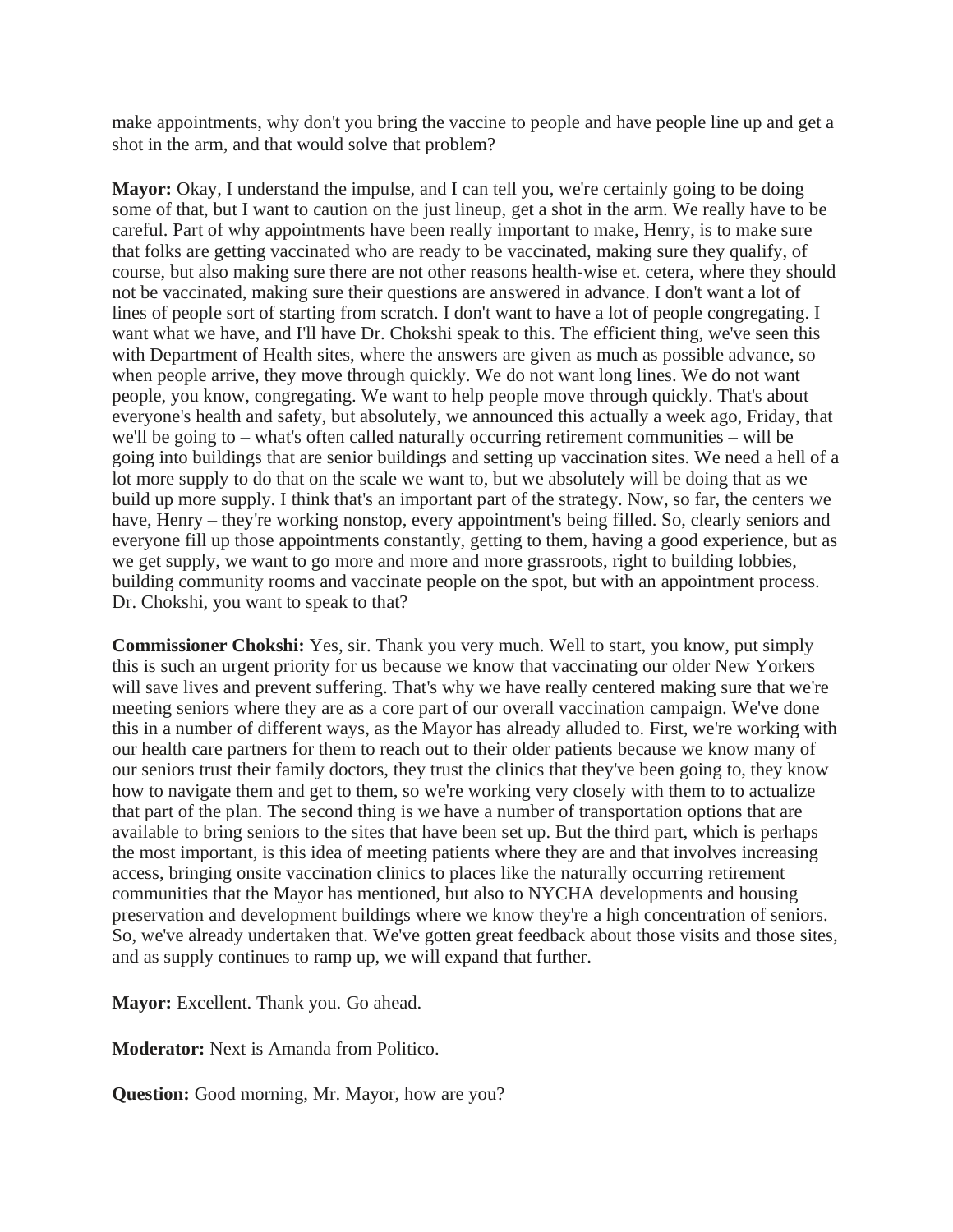make appointments, why don't you bring the vaccine to people and have people line up and get a shot in the arm, and that would solve that problem?

**Mayor:** Okay, I understand the impulse, and I can tell you, we're certainly going to be doing some of that, but I want to caution on the just lineup, get a shot in the arm. We really have to be careful. Part of why appointments have been really important to make, Henry, is to make sure that folks are getting vaccinated who are ready to be vaccinated, making sure they qualify, of course, but also making sure there are not other reasons health-wise et. cetera, where they should not be vaccinated, making sure their questions are answered in advance. I don't want a lot of lines of people sort of starting from scratch. I don't want to have a lot of people congregating. I want what we have, and I'll have Dr. Chokshi speak to this. The efficient thing, we've seen this with Department of Health sites, where the answers are given as much as possible advance, so when people arrive, they move through quickly. We do not want long lines. We do not want people, you know, congregating. We want to help people move through quickly. That's about everyone's health and safety, but absolutely, we announced this actually a week ago, Friday, that we'll be going to – what's often called naturally occurring retirement communities – will be going into buildings that are senior buildings and setting up vaccination sites. We need a hell of a lot more supply to do that on the scale we want to, but we absolutely will be doing that as we build up more supply. I think that's an important part of the strategy. Now, so far, the centers we have, Henry – they're working nonstop, every appointment's being filled. So, clearly seniors and everyone fill up those appointments constantly, getting to them, having a good experience, but as we get supply, we want to go more and more and more grassroots, right to building lobbies, building community rooms and vaccinate people on the spot, but with an appointment process. Dr. Chokshi, you want to speak to that?

**Commissioner Chokshi:** Yes, sir. Thank you very much. Well to start, you know, put simply this is such an urgent priority for us because we know that vaccinating our older New Yorkers will save lives and prevent suffering. That's why we have really centered making sure that we're meeting seniors where they are as a core part of our overall vaccination campaign. We've done this in a number of different ways, as the Mayor has already alluded to. First, we're working with our health care partners for them to reach out to their older patients because we know many of our seniors trust their family doctors, they trust the clinics that they've been going to, they know how to navigate them and get to them, so we're working very closely with them to to actualize that part of the plan. The second thing is we have a number of transportation options that are available to bring seniors to the sites that have been set up. But the third part, which is perhaps the most important, is this idea of meeting patients where they are and that involves increasing access, bringing onsite vaccination clinics to places like the naturally occurring retirement communities that the Mayor has mentioned, but also to NYCHA developments and housing preservation and development buildings where we know they're a high concentration of seniors. So, we've already undertaken that. We've gotten great feedback about those visits and those sites, and as supply continues to ramp up, we will expand that further.

**Mayor:** Excellent. Thank you. Go ahead.

**Moderator:** Next is Amanda from Politico.

**Question:** Good morning, Mr. Mayor, how are you?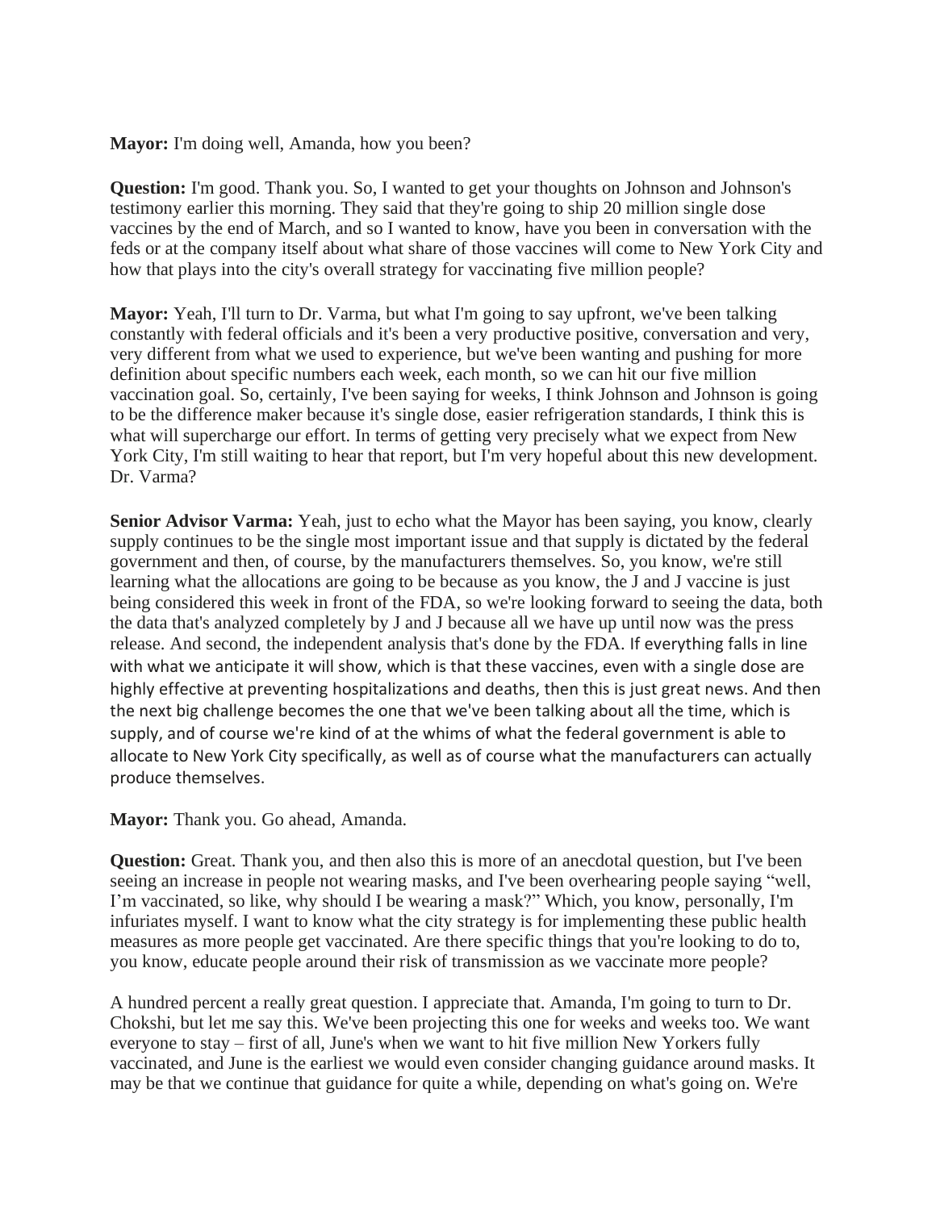**Mayor:** I'm doing well, Amanda, how you been?

**Question:** I'm good. Thank you. So, I wanted to get your thoughts on Johnson and Johnson's testimony earlier this morning. They said that they're going to ship 20 million single dose vaccines by the end of March, and so I wanted to know, have you been in conversation with the feds or at the company itself about what share of those vaccines will come to New York City and how that plays into the city's overall strategy for vaccinating five million people?

**Mayor:** Yeah, I'll turn to Dr. Varma, but what I'm going to say upfront, we've been talking constantly with federal officials and it's been a very productive positive, conversation and very, very different from what we used to experience, but we've been wanting and pushing for more definition about specific numbers each week, each month, so we can hit our five million vaccination goal. So, certainly, I've been saying for weeks, I think Johnson and Johnson is going to be the difference maker because it's single dose, easier refrigeration standards, I think this is what will supercharge our effort. In terms of getting very precisely what we expect from New York City, I'm still waiting to hear that report, but I'm very hopeful about this new development. Dr. Varma?

**Senior Advisor Varma:** Yeah, just to echo what the Mayor has been saying, you know, clearly supply continues to be the single most important issue and that supply is dictated by the federal government and then, of course, by the manufacturers themselves. So, you know, we're still learning what the allocations are going to be because as you know, the J and J vaccine is just being considered this week in front of the FDA, so we're looking forward to seeing the data, both the data that's analyzed completely by J and J because all we have up until now was the press release. And second, the independent analysis that's done by the FDA. If everything falls in line with what we anticipate it will show, which is that these vaccines, even with a single dose are highly effective at preventing hospitalizations and deaths, then this is just great news. And then the next big challenge becomes the one that we've been talking about all the time, which is supply, and of course we're kind of at the whims of what the federal government is able to allocate to New York City specifically, as well as of course what the manufacturers can actually produce themselves.

**Mayor:** Thank you. Go ahead, Amanda.

**Question:** Great. Thank you, and then also this is more of an anecdotal question, but I've been seeing an increase in people not wearing masks, and I've been overhearing people saying "well, I'm vaccinated, so like, why should I be wearing a mask?" Which, you know, personally, I'm infuriates myself. I want to know what the city strategy is for implementing these public health measures as more people get vaccinated. Are there specific things that you're looking to do to, you know, educate people around their risk of transmission as we vaccinate more people?

A hundred percent a really great question. I appreciate that. Amanda, I'm going to turn to Dr. Chokshi, but let me say this. We've been projecting this one for weeks and weeks too. We want everyone to stay – first of all, June's when we want to hit five million New Yorkers fully vaccinated, and June is the earliest we would even consider changing guidance around masks. It may be that we continue that guidance for quite a while, depending on what's going on. We're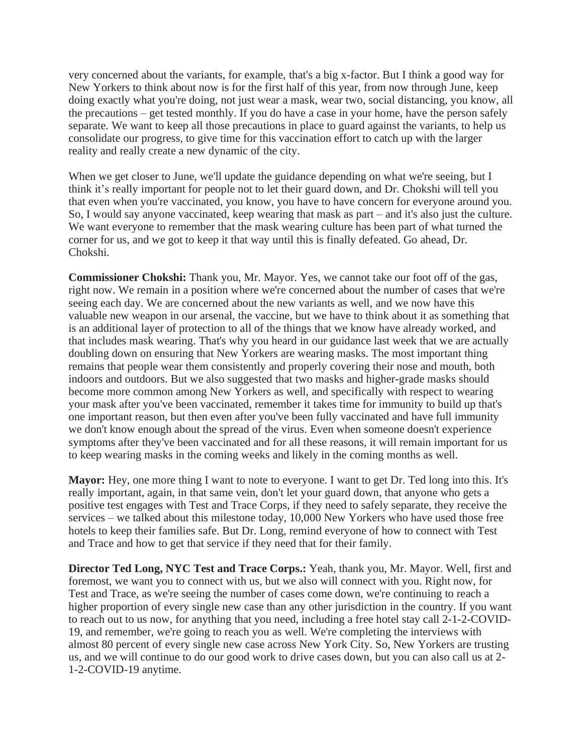very concerned about the variants, for example, that's a big x-factor. But I think a good way for New Yorkers to think about now is for the first half of this year, from now through June, keep doing exactly what you're doing, not just wear a mask, wear two, social distancing, you know, all the precautions – get tested monthly. If you do have a case in your home, have the person safely separate. We want to keep all those precautions in place to guard against the variants, to help us consolidate our progress, to give time for this vaccination effort to catch up with the larger reality and really create a new dynamic of the city.

When we get closer to June, we'll update the guidance depending on what we're seeing, but I think it's really important for people not to let their guard down, and Dr. Chokshi will tell you that even when you're vaccinated, you know, you have to have concern for everyone around you. So, I would say anyone vaccinated, keep wearing that mask as part – and it's also just the culture. We want everyone to remember that the mask wearing culture has been part of what turned the corner for us, and we got to keep it that way until this is finally defeated. Go ahead, Dr. Chokshi.

**Commissioner Chokshi:** Thank you, Mr. Mayor. Yes, we cannot take our foot off of the gas, right now. We remain in a position where we're concerned about the number of cases that we're seeing each day. We are concerned about the new variants as well, and we now have this valuable new weapon in our arsenal, the vaccine, but we have to think about it as something that is an additional layer of protection to all of the things that we know have already worked, and that includes mask wearing. That's why you heard in our guidance last week that we are actually doubling down on ensuring that New Yorkers are wearing masks. The most important thing remains that people wear them consistently and properly covering their nose and mouth, both indoors and outdoors. But we also suggested that two masks and higher-grade masks should become more common among New Yorkers as well, and specifically with respect to wearing your mask after you've been vaccinated, remember it takes time for immunity to build up that's one important reason, but then even after you've been fully vaccinated and have full immunity we don't know enough about the spread of the virus. Even when someone doesn't experience symptoms after they've been vaccinated and for all these reasons, it will remain important for us to keep wearing masks in the coming weeks and likely in the coming months as well.

**Mayor:** Hey, one more thing I want to note to everyone. I want to get Dr. Ted long into this. It's really important, again, in that same vein, don't let your guard down, that anyone who gets a positive test engages with Test and Trace Corps, if they need to safely separate, they receive the services – we talked about this milestone today, 10,000 New Yorkers who have used those free hotels to keep their families safe. But Dr. Long, remind everyone of how to connect with Test and Trace and how to get that service if they need that for their family.

**Director Ted Long, NYC Test and Trace Corps.:** Yeah, thank you, Mr. Mayor. Well, first and foremost, we want you to connect with us, but we also will connect with you. Right now, for Test and Trace, as we're seeing the number of cases come down, we're continuing to reach a higher proportion of every single new case than any other jurisdiction in the country. If you want to reach out to us now, for anything that you need, including a free hotel stay call 2-1-2-COVID-19, and remember, we're going to reach you as well. We're completing the interviews with almost 80 percent of every single new case across New York City. So, New Yorkers are trusting us, and we will continue to do our good work to drive cases down, but you can also call us at 2-1-2-COVID-19 anytime.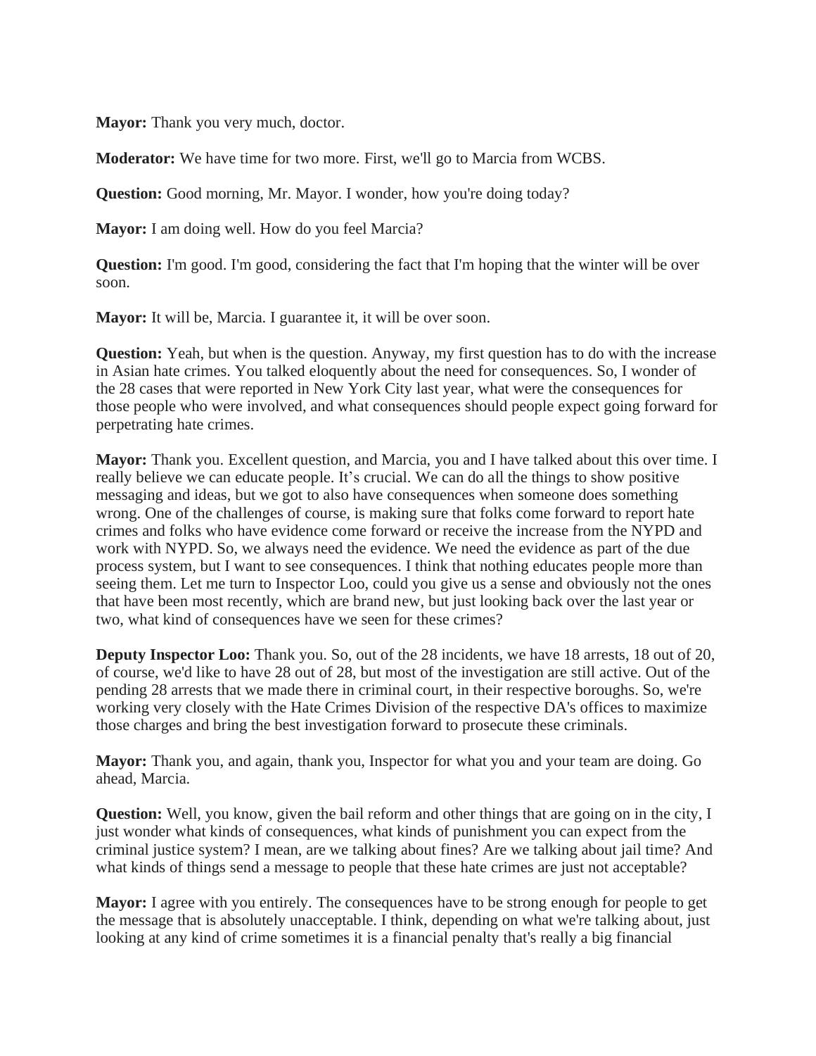**Mayor:** Thank you very much, doctor.

**Moderator:** We have time for two more. First, we'll go to Marcia from WCBS.

**Question:** Good morning, Mr. Mayor. I wonder, how you're doing today?

**Mayor:** I am doing well. How do you feel Marcia?

**Question:** I'm good. I'm good, considering the fact that I'm hoping that the winter will be over soon.

**Mayor:** It will be, Marcia. I guarantee it, it will be over soon.

**Question:** Yeah, but when is the question. Anyway, my first question has to do with the increase in Asian hate crimes. You talked eloquently about the need for consequences. So, I wonder of the 28 cases that were reported in New York City last year, what were the consequences for those people who were involved, and what consequences should people expect going forward for perpetrating hate crimes.

**Mayor:** Thank you. Excellent question, and Marcia, you and I have talked about this over time. I really believe we can educate people. It's crucial. We can do all the things to show positive messaging and ideas, but we got to also have consequences when someone does something wrong. One of the challenges of course, is making sure that folks come forward to report hate crimes and folks who have evidence come forward or receive the increase from the NYPD and work with NYPD. So, we always need the evidence. We need the evidence as part of the due process system, but I want to see consequences. I think that nothing educates people more than seeing them. Let me turn to Inspector Loo, could you give us a sense and obviously not the ones that have been most recently, which are brand new, but just looking back over the last year or two, what kind of consequences have we seen for these crimes?

**Deputy Inspector Loo:** Thank you. So, out of the 28 incidents, we have 18 arrests, 18 out of 20, of course, we'd like to have 28 out of 28, but most of the investigation are still active. Out of the pending 28 arrests that we made there in criminal court, in their respective boroughs. So, we're working very closely with the Hate Crimes Division of the respective DA's offices to maximize those charges and bring the best investigation forward to prosecute these criminals.

**Mayor:** Thank you, and again, thank you, Inspector for what you and your team are doing. Go ahead, Marcia.

**Question:** Well, you know, given the bail reform and other things that are going on in the city, I just wonder what kinds of consequences, what kinds of punishment you can expect from the criminal justice system? I mean, are we talking about fines? Are we talking about jail time? And what kinds of things send a message to people that these hate crimes are just not acceptable?

**Mayor:** I agree with you entirely. The consequences have to be strong enough for people to get the message that is absolutely unacceptable. I think, depending on what we're talking about, just looking at any kind of crime sometimes it is a financial penalty that's really a big financial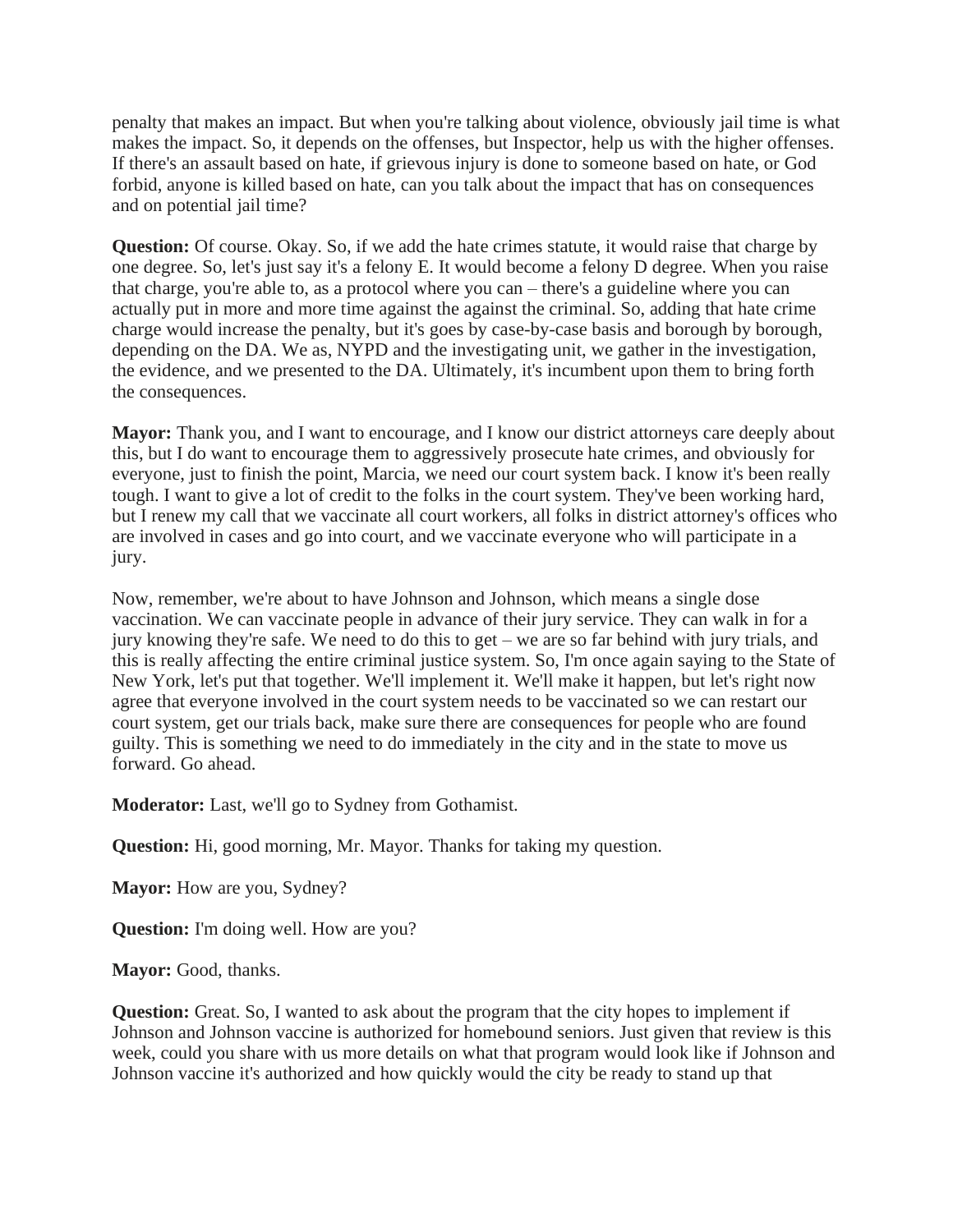penalty that makes an impact. But when you're talking about violence, obviously jail time is what makes the impact. So, it depends on the offenses, but Inspector, help us with the higher offenses. If there's an assault based on hate, if grievous injury is done to someone based on hate, or God forbid, anyone is killed based on hate, can you talk about the impact that has on consequences and on potential jail time?

**Question:** Of course. Okay. So, if we add the hate crimes statute, it would raise that charge by one degree. So, let's just say it's a felony E. It would become a felony D degree. When you raise that charge, you're able to, as a protocol where you can – there's a guideline where you can actually put in more and more time against the against the criminal. So, adding that hate crime charge would increase the penalty, but it's goes by case-by-case basis and borough by borough, depending on the DA. We as, NYPD and the investigating unit, we gather in the investigation, the evidence, and we presented to the DA. Ultimately, it's incumbent upon them to bring forth the consequences.

**Mayor:** Thank you, and I want to encourage, and I know our district attorneys care deeply about this, but I do want to encourage them to aggressively prosecute hate crimes, and obviously for everyone, just to finish the point, Marcia, we need our court system back. I know it's been really tough. I want to give a lot of credit to the folks in the court system. They've been working hard, but I renew my call that we vaccinate all court workers, all folks in district attorney's offices who are involved in cases and go into court, and we vaccinate everyone who will participate in a jury.

Now, remember, we're about to have Johnson and Johnson, which means a single dose vaccination. We can vaccinate people in advance of their jury service. They can walk in for a jury knowing they're safe. We need to do this to get – we are so far behind with jury trials, and this is really affecting the entire criminal justice system. So, I'm once again saying to the State of New York, let's put that together. We'll implement it. We'll make it happen, but let's right now agree that everyone involved in the court system needs to be vaccinated so we can restart our court system, get our trials back, make sure there are consequences for people who are found guilty. This is something we need to do immediately in the city and in the state to move us forward. Go ahead.

**Moderator:** Last, we'll go to Sydney from Gothamist.

**Question:** Hi, good morning, Mr. Mayor. Thanks for taking my question.

**Mayor:** How are you, Sydney?

**Question:** I'm doing well. How are you?

**Mayor:** Good, thanks.

**Question:** Great. So, I wanted to ask about the program that the city hopes to implement if Johnson and Johnson vaccine is authorized for homebound seniors. Just given that review is this week, could you share with us more details on what that program would look like if Johnson and Johnson vaccine it's authorized and how quickly would the city be ready to stand up that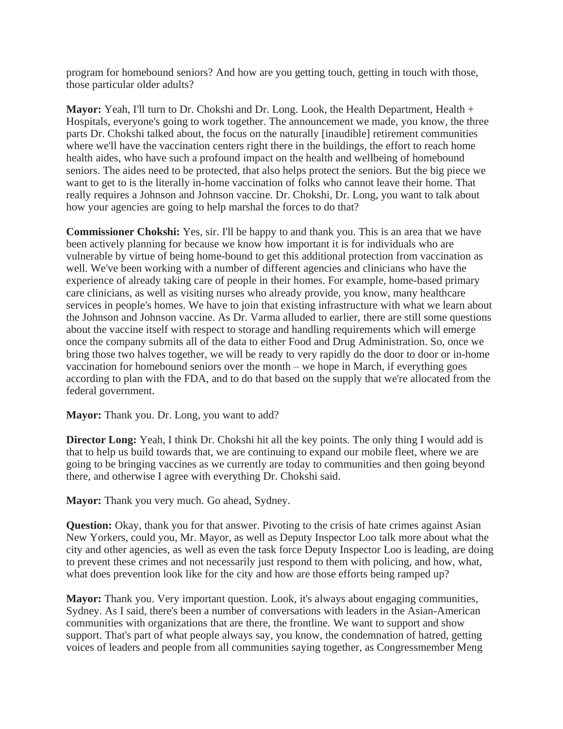program for homebound seniors? And how are you getting touch, getting in touch with those, those particular older adults?

**Mayor:** Yeah, I'll turn to Dr. Chokshi and Dr. Long. Look, the Health Department, Health + Hospitals, everyone's going to work together. The announcement we made, you know, the three parts Dr. Chokshi talked about, the focus on the naturally [inaudible] retirement communities where we'll have the vaccination centers right there in the buildings, the effort to reach home health aides, who have such a profound impact on the health and wellbeing of homebound seniors. The aides need to be protected, that also helps protect the seniors. But the big piece we want to get to is the literally in-home vaccination of folks who cannot leave their home. That really requires a Johnson and Johnson vaccine. Dr. Chokshi, Dr. Long, you want to talk about how your agencies are going to help marshal the forces to do that?

**Commissioner Chokshi:** Yes, sir. I'll be happy to and thank you. This is an area that we have been actively planning for because we know how important it is for individuals who are vulnerable by virtue of being home-bound to get this additional protection from vaccination as well. We've been working with a number of different agencies and clinicians who have the experience of already taking care of people in their homes. For example, home-based primary care clinicians, as well as visiting nurses who already provide, you know, many healthcare services in people's homes. We have to join that existing infrastructure with what we learn about the Johnson and Johnson vaccine. As Dr. Varma alluded to earlier, there are still some questions about the vaccine itself with respect to storage and handling requirements which will emerge once the company submits all of the data to either Food and Drug Administration. So, once we bring those two halves together, we will be ready to very rapidly do the door to door or in-home vaccination for homebound seniors over the month – we hope in March, if everything goes according to plan with the FDA, and to do that based on the supply that we're allocated from the federal government.

**Mayor:** Thank you. Dr. Long, you want to add?

**Director Long:** Yeah, I think Dr. Chokshi hit all the key points. The only thing I would add is that to help us build towards that, we are continuing to expand our mobile fleet, where we are going to be bringing vaccines as we currently are today to communities and then going beyond there, and otherwise I agree with everything Dr. Chokshi said.

**Mayor:** Thank you very much. Go ahead, Sydney.

**Question:** Okay, thank you for that answer. Pivoting to the crisis of hate crimes against Asian New Yorkers, could you, Mr. Mayor, as well as Deputy Inspector Loo talk more about what the city and other agencies, as well as even the task force Deputy Inspector Loo is leading, are doing to prevent these crimes and not necessarily just respond to them with policing, and how, what, what does prevention look like for the city and how are those efforts being ramped up?

**Mayor:** Thank you. Very important question. Look, it's always about engaging communities, Sydney. As I said, there's been a number of conversations with leaders in the Asian-American communities with organizations that are there, the frontline. We want to support and show support. That's part of what people always say, you know, the condemnation of hatred, getting voices of leaders and people from all communities saying together, as Congressmember Meng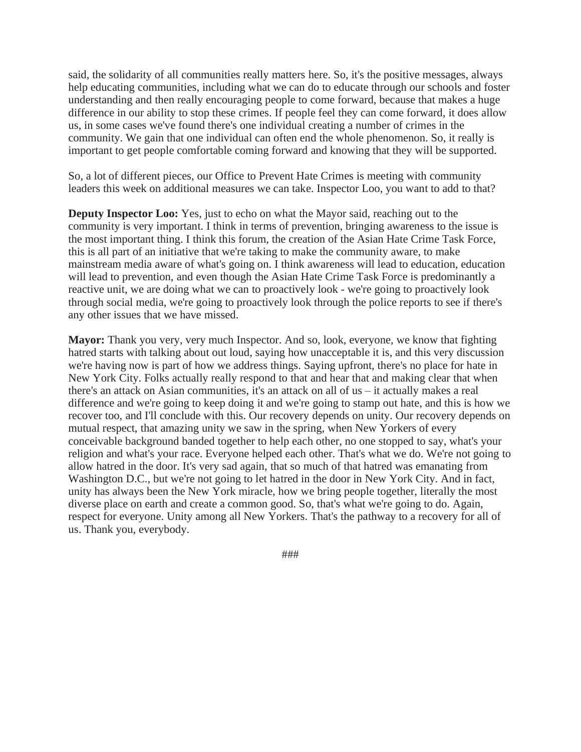said, the solidarity of all communities really matters here. So, it's the positive messages, always help educating communities, including what we can do to educate through our schools and foster understanding and then really encouraging people to come forward, because that makes a huge difference in our ability to stop these crimes. If people feel they can come forward, it does allow us, in some cases we've found there's one individual creating a number of crimes in the community. We gain that one individual can often end the whole phenomenon. So, it really is important to get people comfortable coming forward and knowing that they will be supported.

So, a lot of different pieces, our Office to Prevent Hate Crimes is meeting with community leaders this week on additional measures we can take. Inspector Loo, you want to add to that?

**Deputy Inspector Loo:** Yes, just to echo on what the Mayor said, reaching out to the community is very important. I think in terms of prevention, bringing awareness to the issue is the most important thing. I think this forum, the creation of the Asian Hate Crime Task Force, this is all part of an initiative that we're taking to make the community aware, to make mainstream media aware of what's going on. I think awareness will lead to education, education will lead to prevention, and even though the Asian Hate Crime Task Force is predominantly a reactive unit, we are doing what we can to proactively look - we're going to proactively look through social media, we're going to proactively look through the police reports to see if there's any other issues that we have missed.

**Mayor:** Thank you very, very much Inspector. And so, look, everyone, we know that fighting hatred starts with talking about out loud, saying how unacceptable it is, and this very discussion we're having now is part of how we address things. Saying upfront, there's no place for hate in New York City. Folks actually really respond to that and hear that and making clear that when there's an attack on Asian communities, it's an attack on all of us – it actually makes a real difference and we're going to keep doing it and we're going to stamp out hate, and this is how we recover too, and I'll conclude with this. Our recovery depends on unity. Our recovery depends on mutual respect, that amazing unity we saw in the spring, when New Yorkers of every conceivable background banded together to help each other, no one stopped to say, what's your religion and what's your race. Everyone helped each other. That's what we do. We're not going to allow hatred in the door. It's very sad again, that so much of that hatred was emanating from Washington D.C., but we're not going to let hatred in the door in New York City. And in fact, unity has always been the New York miracle, how we bring people together, literally the most diverse place on earth and create a common good. So, that's what we're going to do. Again, respect for everyone. Unity among all New Yorkers. That's the pathway to a recovery for all of us. Thank you, everybody.

###